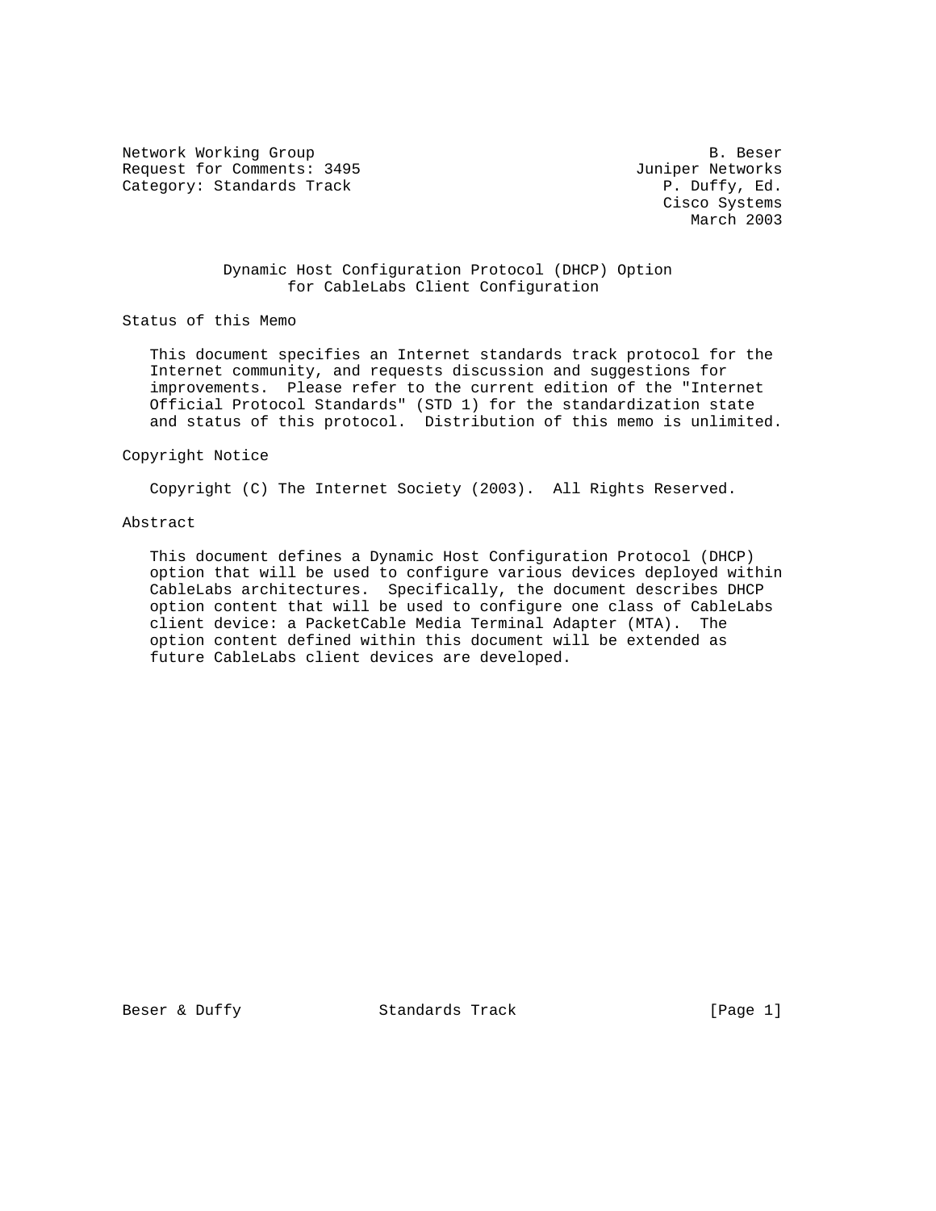Network Working Group B. Beser
Request for Comments: 3495 Juniper Networks
Category: Standards Track P. Duffy, Ed.
Cisco Systems
March 2003

# Dynamic Host Configuration Protocol (DHCP) Option for CableLabs Client Configuration

## Status of this Memo

This document specifies an Internet standards track protocol for the Internet community, and requests discussion and suggestions for improvements. Please refer to the current edition of the "Internet Official Protocol Standards" (STD 1) for the standardization state and status of this protocol. Distribution of this memo is unlimited.

## Copyright Notice

Copyright (C) The Internet Society (2003). All Rights Reserved.

## Abstract

This document defines a Dynamic Host Configuration Protocol (DHCP) option that will be used to configure various devices deployed within CableLabs architectures. Specifically, the document describes DHCP option content that will be used to configure one class of CableLabs client device: a PacketCable Media Terminal Adapter (MTA). The option content defined within this document will be extended as future CableLabs client devices are developed.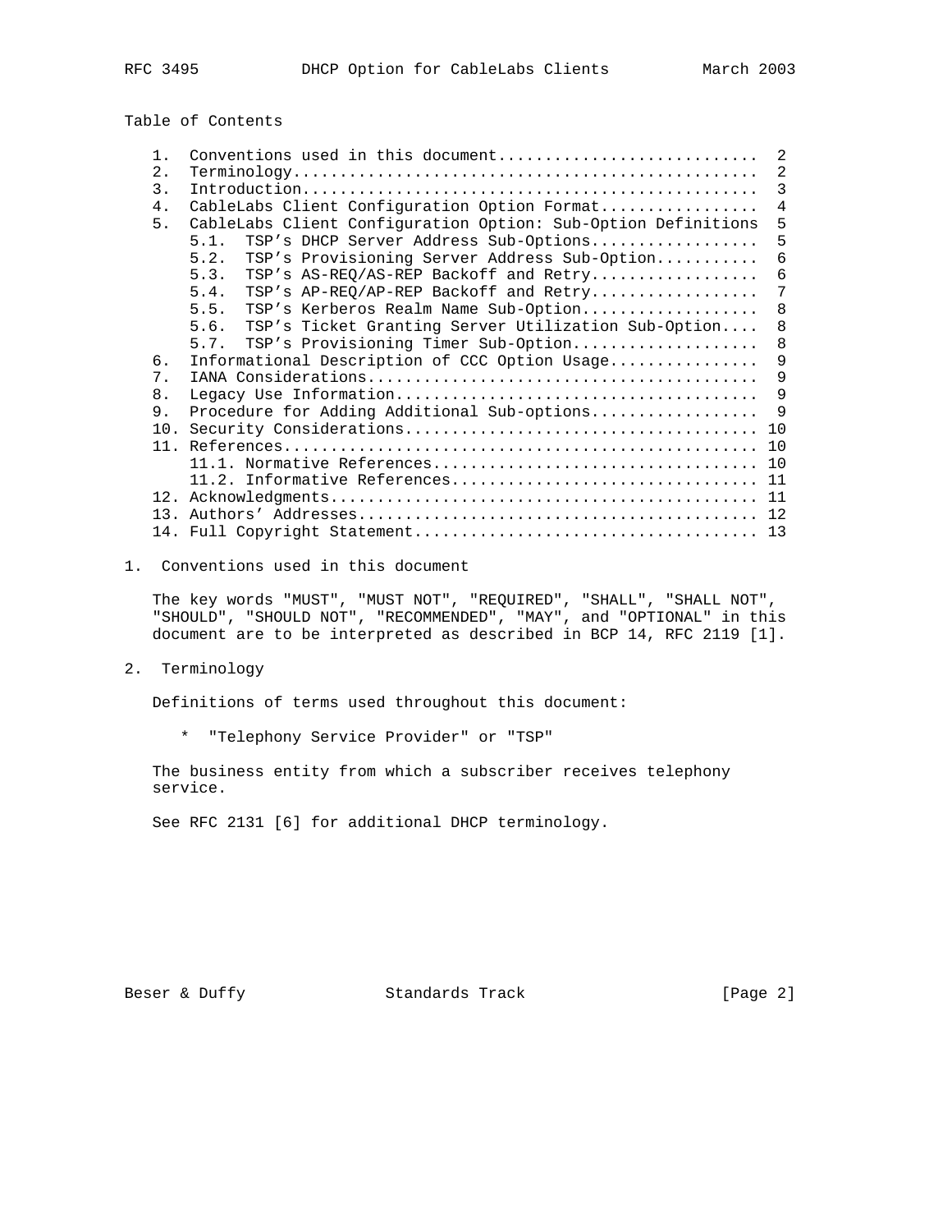## Table of Contents

1. Conventions used in this document ........................... 2
2. Terminology ................................................. 2
3. Introduction ................................................ 3
4. CableLabs Client Configuration Option Format ................ 4
5. CableLabs Client Configuration Option: Sub-Option Definitions 5
   - 5.1. TSP's DHCP Server Address Sub-Options .................. 5
   - 5.2. TSP's Provisioning Server Address Sub-Option ........... 6
   - 5.3. TSP's AS-REQ/AS-REP Backoff and Retry .................. 6
   - 5.4. TSP's AP-REQ/AP-REP Backoff and Retry .................. 7
   - 5.5. TSP's Kerberos Realm Name Sub-Option ................... 8
   - 5.6. TSP's Ticket Granting Server Utilization Sub-Option .... 8
   - 5.7. TSP's Provisioning Timer Sub-Option .................... 8
6. Informational Description of CCC Option Usage ............... 9
7. IANA Considerations ......................................... 9
8. Legacy Use Information ...................................... 9
9. Procedure for Adding Additional Sub-options ................. 9
10. Security Considerations .................................... 10
11. References ................................................. 10
    - 11.1. Normative References ................................. 10
    - 11.2. Informative References ............................... 11
12. Acknowledgments ............................................ 11
13. Authors' Addresses ......................................... 12
14. Full Copyright Statement ................................... 13

## 1. Conventions used in this document

The key words "MUST", "MUST NOT", "REQUIRED", "SHALL", "SHALL NOT", "SHOULD", "SHOULD NOT", "RECOMMENDED", "MAY", and "OPTIONAL" in this document are to be interpreted as described in BCP 14, RFC 2119 [1].

## 2. Terminology

Definitions of terms used throughout this document:

* "Telephony Service Provider" or "TSP"

The business entity from which a subscriber receives telephony service.

See RFC 2131 [6] for additional DHCP terminology.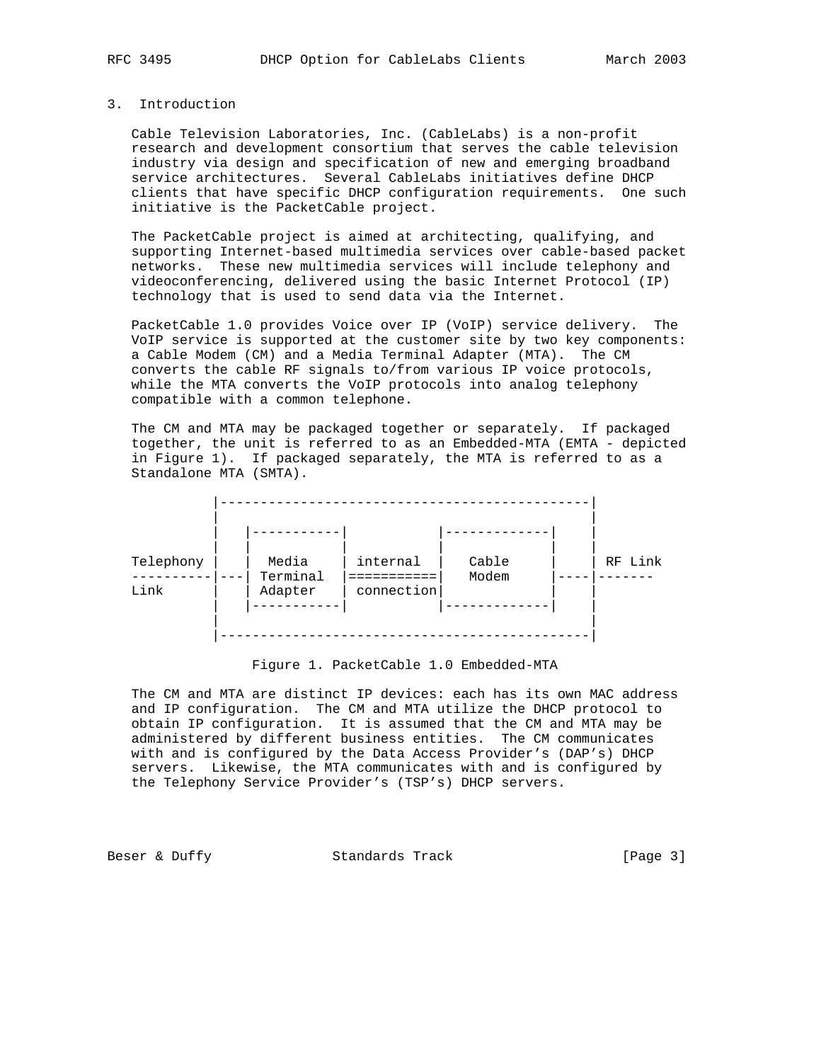## 3. Introduction

Cable Television Laboratories, Inc. (CableLabs) is a non-profit research and development consortium that serves the cable television industry via design and specification of new and emerging broadband service architectures. Several CableLabs initiatives define DHCP clients that have specific DHCP configuration requirements. One such initiative is the PacketCable project.

The PacketCable project is aimed at architecting, qualifying, and supporting Internet-based multimedia services over cable-based packet networks. These new multimedia services will include telephony and videoconferencing, delivered using the basic Internet Protocol (IP) technology that is used to send data via the Internet.

PacketCable 1.0 provides Voice over IP (VoIP) service delivery. The VoIP service is supported at the customer site by two key components: a Cable Modem (CM) and a Media Terminal Adapter (MTA). The CM converts the cable RF signals to/from various IP voice protocols, while the MTA converts the VoIP protocols into analog telephony compatible with a common telephone.

The CM and MTA may be packaged together or separately. If packaged together, the unit is referred to as an Embedded-MTA (EMTA - depicted in Figure 1). If packaged separately, the MTA is referred to as a Standalone MTA (SMTA).

```
          |---------------------------------------------|
          |                                             |
          |   |-----------|           |-------------|    |
          |   |           |           |             |    |
Telephony |   |  Media    | internal  |   Cable     |    | RF Link
----------|---| Terminal  |===========|   Modem     |----|-------
Link      |   | Adapter   | connection|             |    |
          |   |-----------|           |-------------|    |
          |                                             |
          |---------------------------------------------|
```

Figure 1. PacketCable 1.0 Embedded-MTA

The CM and MTA are distinct IP devices: each has its own MAC address and IP configuration. The CM and MTA utilize the DHCP protocol to obtain IP configuration. It is assumed that the CM and MTA may be administered by different business entities. The CM communicates with and is configured by the Data Access Provider's (DAP's) DHCP servers. Likewise, the MTA communicates with and is configured by the Telephony Service Provider's (TSP's) DHCP servers.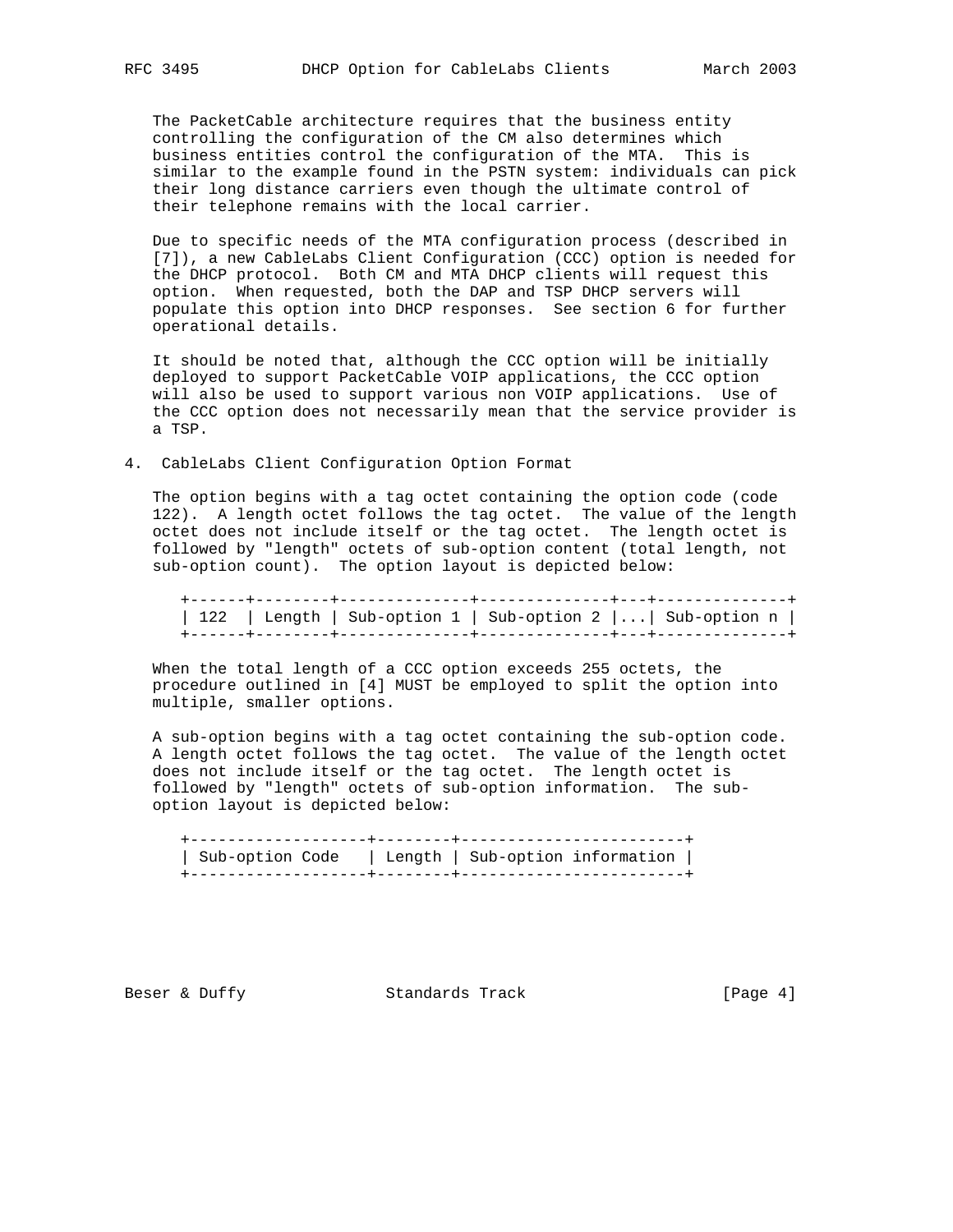The PacketCable architecture requires that the business entity controlling the configuration of the CM also determines which business entities control the configuration of the MTA. This is similar to the example found in the PSTN system: individuals can pick their long distance carriers even though the ultimate control of their telephone remains with the local carrier.

Due to specific needs of the MTA configuration process (described in [7]), a new CableLabs Client Configuration (CCC) option is needed for the DHCP protocol. Both CM and MTA DHCP clients will request this option. When requested, both the DAP and TSP DHCP servers will populate this option into DHCP responses. See section 6 for further operational details.

It should be noted that, although the CCC option will be initially deployed to support PacketCable VOIP applications, the CCC option will also be used to support various non VOIP applications. Use of the CCC option does not necessarily mean that the service provider is a TSP.

## 4. CableLabs Client Configuration Option Format

The option begins with a tag octet containing the option code (code 122). A length octet follows the tag octet. The value of the length octet does not include itself or the tag octet. The length octet is followed by "length" octets of sub-option content (total length, not sub-option count). The option layout is depicted below:

```
+------+--------+--------------+--------------+---+--------------+
| 122  | Length | Sub-option 1 | Sub-option 2 |...| Sub-option n |
+------+--------+--------------+--------------+---+--------------+
```

When the total length of a CCC option exceeds 255 octets, the procedure outlined in [4] MUST be employed to split the option into multiple, smaller options.

A sub-option begins with a tag octet containing the sub-option code. A length octet follows the tag octet. The value of the length octet does not include itself or the tag octet. The length octet is followed by "length" octets of sub-option information. The sub-option layout is depicted below:

```
+-------------------+--------+------------------------+
| Sub-option Code   | Length | Sub-option information |
+-------------------+--------+------------------------+
```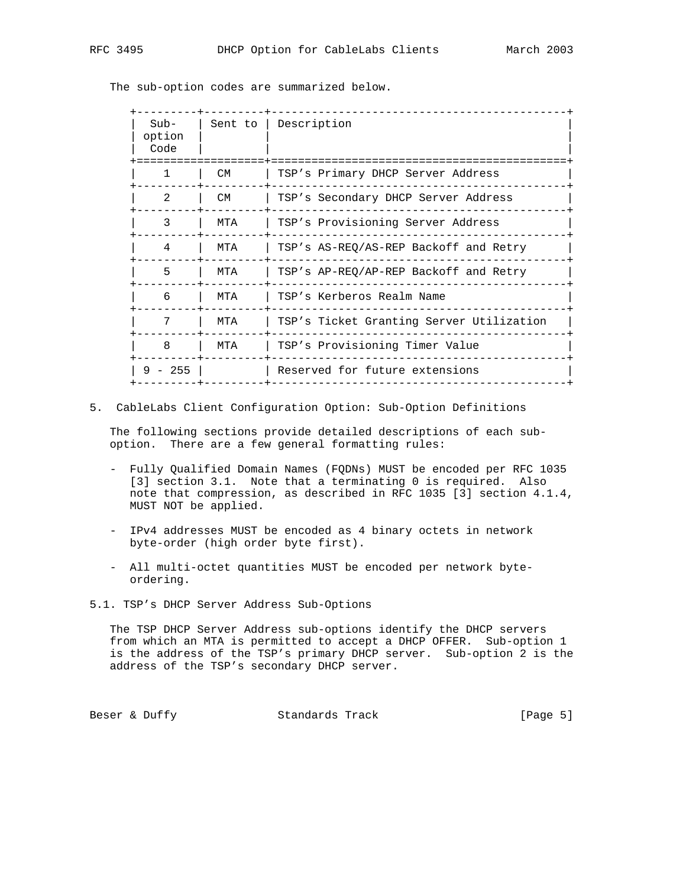The sub-option codes are summarized below.

| Sub-option Code | Sent to | Description |
|---|---|---|
| 1 | CM | TSP's Primary DHCP Server Address |
| 2 | CM | TSP's Secondary DHCP Server Address |
| 3 | MTA | TSP's Provisioning Server Address |
| 4 | MTA | TSP's AS-REQ/AS-REP Backoff and Retry |
| 5 | MTA | TSP's AP-REQ/AP-REP Backoff and Retry |
| 6 | MTA | TSP's Kerberos Realm Name |
| 7 | MTA | TSP's Ticket Granting Server Utilization |
| 8 | MTA | TSP's Provisioning Timer Value |
| 9 - 255 | | Reserved for future extensions |

## 5. CableLabs Client Configuration Option: Sub-Option Definitions

The following sections provide detailed descriptions of each sub-option. There are a few general formatting rules:

- Fully Qualified Domain Names (FQDNs) MUST be encoded per RFC 1035 [3] section 3.1. Note that a terminating 0 is required. Also note that compression, as described in RFC 1035 [3] section 4.1.4, MUST NOT be applied.

- IPv4 addresses MUST be encoded as 4 binary octets in network byte-order (high order byte first).

- All multi-octet quantities MUST be encoded per network byte-ordering.

### 5.1. TSP's DHCP Server Address Sub-Options

The TSP DHCP Server Address sub-options identify the DHCP servers from which an MTA is permitted to accept a DHCP OFFER. Sub-option 1 is the address of the TSP's primary DHCP server. Sub-option 2 is the address of the TSP's secondary DHCP server.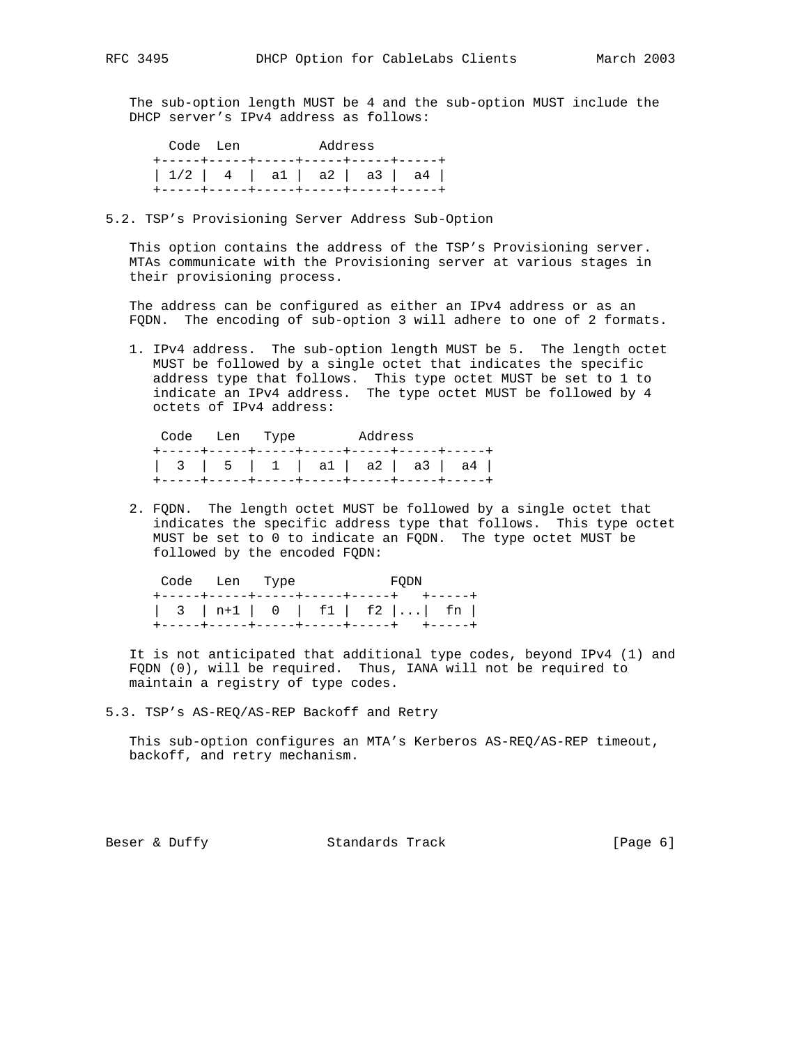The sub-option length MUST be 4 and the sub-option MUST include the DHCP server's IPv4 address as follows:

```
  Code  Len          Address
+-----+-----+-----+-----+-----+-----+
| 1/2 |  4  |  a1 |  a2 |  a3 |  a4 |
+-----+-----+-----+-----+-----+-----+
```

### 5.2. TSP's Provisioning Server Address Sub-Option

This option contains the address of the TSP's Provisioning server. MTAs communicate with the Provisioning server at various stages in their provisioning process.

The address can be configured as either an IPv4 address or as an FQDN. The encoding of sub-option 3 will adhere to one of 2 formats.

1. IPv4 address. The sub-option length MUST be 5. The length octet MUST be followed by a single octet that indicates the specific address type that follows. This type octet MUST be set to 1 to indicate an IPv4 address. The type octet MUST be followed by 4 octets of IPv4 address:

```
 Code   Len   Type        Address
+-----+-----+-----+-----+-----+-----+-----+
|  3  |  5  |  1  |  a1 |  a2 |  a3 |  a4 |
+-----+-----+-----+-----+-----+-----+-----+
```

2. FQDN. The length octet MUST be followed by a single octet that indicates the specific address type that follows. This type octet MUST be set to 0 to indicate an FQDN. The type octet MUST be followed by the encoded FQDN:

```
 Code   Len   Type            FQDN
+-----+-----+-----+-----+-----+   +-----+
|  3  | n+1 |  0  |  f1 |  f2 |...|  fn |
+-----+-----+-----+-----+-----+   +-----+
```

It is not anticipated that additional type codes, beyond IPv4 (1) and FQDN (0), will be required. Thus, IANA will not be required to maintain a registry of type codes.

### 5.3. TSP's AS-REQ/AS-REP Backoff and Retry

This sub-option configures an MTA's Kerberos AS-REQ/AS-REP timeout, backoff, and retry mechanism.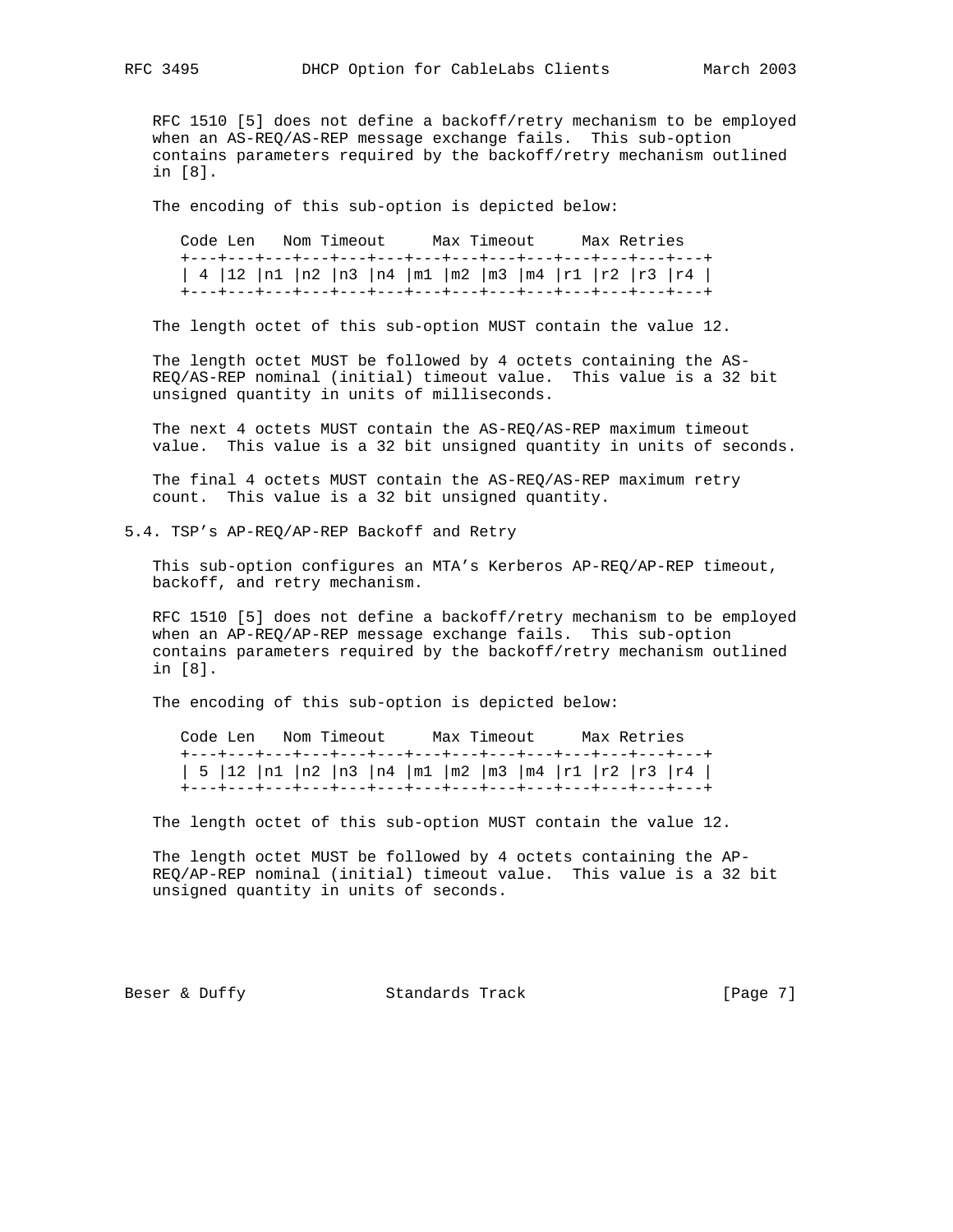RFC 1510 [5] does not define a backoff/retry mechanism to be employed when an AS-REQ/AS-REP message exchange fails. This sub-option contains parameters required by the backoff/retry mechanism outlined in [8].

The encoding of this sub-option is depicted below:

```
 Code Len   Nom Timeout     Max Timeout     Max Retries
+---+---+---+---+---+---+---+---+---+---+---+---+---+---+
| 4 |12 |n1 |n2 |n3 |n4 |m1 |m2 |m3 |m4 |r1 |r2 |r3 |r4 |
+---+---+---+---+---+---+---+---+---+---+---+---+---+---+
```

The length octet of this sub-option MUST contain the value 12.

The length octet MUST be followed by 4 octets containing the AS-REQ/AS-REP nominal (initial) timeout value. This value is a 32 bit unsigned quantity in units of milliseconds.

The next 4 octets MUST contain the AS-REQ/AS-REP maximum timeout value. This value is a 32 bit unsigned quantity in units of seconds.

The final 4 octets MUST contain the AS-REQ/AS-REP maximum retry count. This value is a 32 bit unsigned quantity.

## 5.4. TSP’s AP-REQ/AP-REP Backoff and Retry

This sub-option configures an MTA’s Kerberos AP-REQ/AP-REP timeout, backoff, and retry mechanism.

RFC 1510 [5] does not define a backoff/retry mechanism to be employed when an AP-REQ/AP-REP message exchange fails. This sub-option contains parameters required by the backoff/retry mechanism outlined in [8].

The encoding of this sub-option is depicted below:

```
 Code Len   Nom Timeout     Max Timeout     Max Retries
+---+---+---+---+---+---+---+---+---+---+---+---+---+---+
| 5 |12 |n1 |n2 |n3 |n4 |m1 |m2 |m3 |m4 |r1 |r2 |r3 |r4 |
+---+---+---+---+---+---+---+---+---+---+---+---+---+---+
```

The length octet of this sub-option MUST contain the value 12.

The length octet MUST be followed by 4 octets containing the AP-REQ/AP-REP nominal (initial) timeout value. This value is a 32 bit unsigned quantity in units of seconds.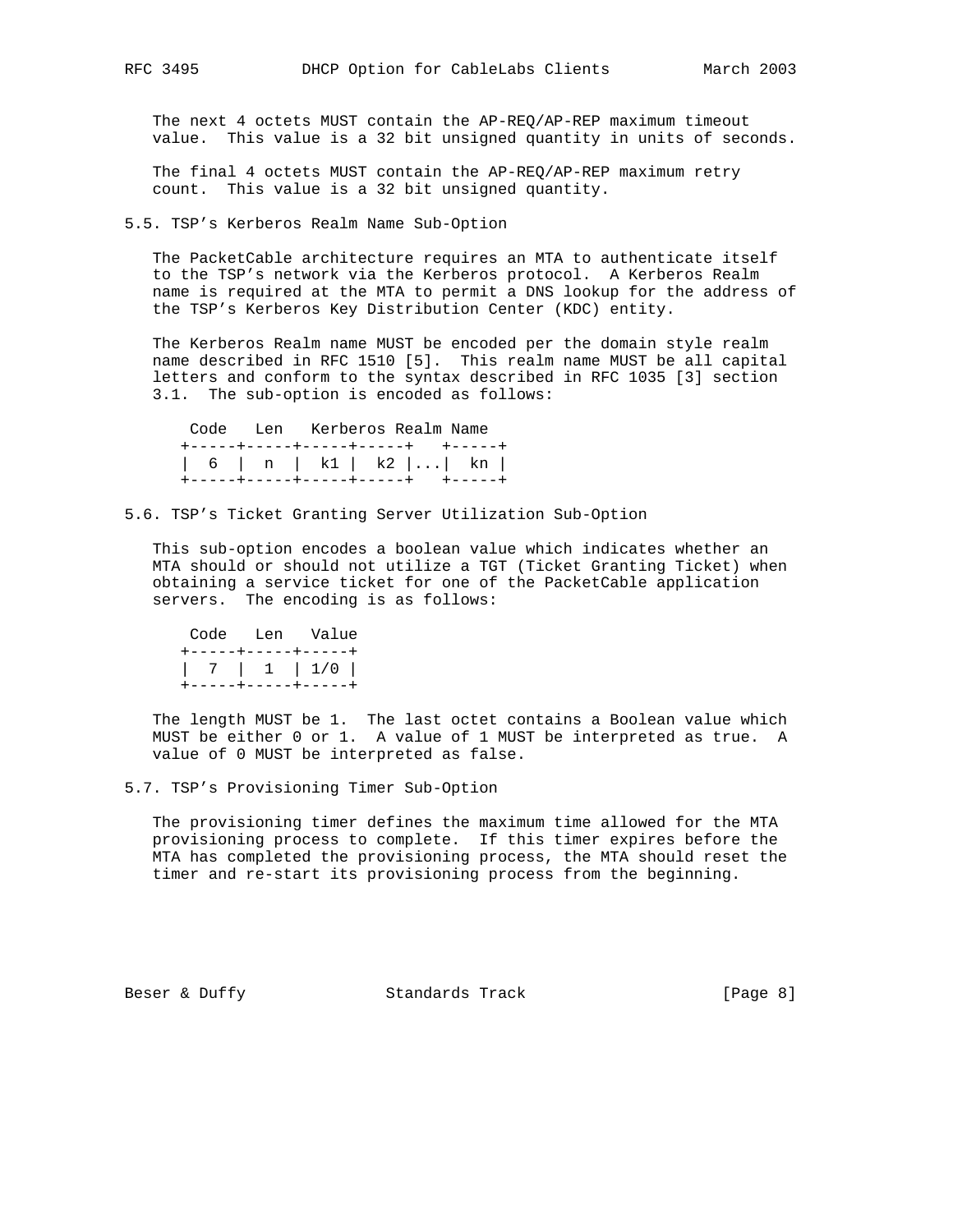The next 4 octets MUST contain the AP-REQ/AP-REP maximum timeout value. This value is a 32 bit unsigned quantity in units of seconds.

The final 4 octets MUST contain the AP-REQ/AP-REP maximum retry count. This value is a 32 bit unsigned quantity.

### 5.5. TSP's Kerberos Realm Name Sub-Option

The PacketCable architecture requires an MTA to authenticate itself to the TSP's network via the Kerberos protocol. A Kerberos Realm name is required at the MTA to permit a DNS lookup for the address of the TSP's Kerberos Key Distribution Center (KDC) entity.

The Kerberos Realm name MUST be encoded per the domain style realm name described in RFC 1510 [5]. This realm name MUST be all capital letters and conform to the syntax described in RFC 1035 [3] section 3.1. The sub-option is encoded as follows:

```
 Code   Len   Kerberos Realm Name
+-----+-----+-----+-----+   +-----+
|  6  |  n  |  k1 |  k2 |...|  kn |
+-----+-----+-----+-----+   +-----+
```

### 5.6. TSP's Ticket Granting Server Utilization Sub-Option

This sub-option encodes a boolean value which indicates whether an MTA should or should not utilize a TGT (Ticket Granting Ticket) when obtaining a service ticket for one of the PacketCable application servers. The encoding is as follows:

```
 Code   Len   Value
+-----+-----+-----+
|  7  |  1  | 1/0 |
+-----+-----+-----+
```

The length MUST be 1. The last octet contains a Boolean value which MUST be either 0 or 1. A value of 1 MUST be interpreted as true. A value of 0 MUST be interpreted as false.

### 5.7. TSP's Provisioning Timer Sub-Option

The provisioning timer defines the maximum time allowed for the MTA provisioning process to complete. If this timer expires before the MTA has completed the provisioning process, the MTA should reset the timer and re-start its provisioning process from the beginning.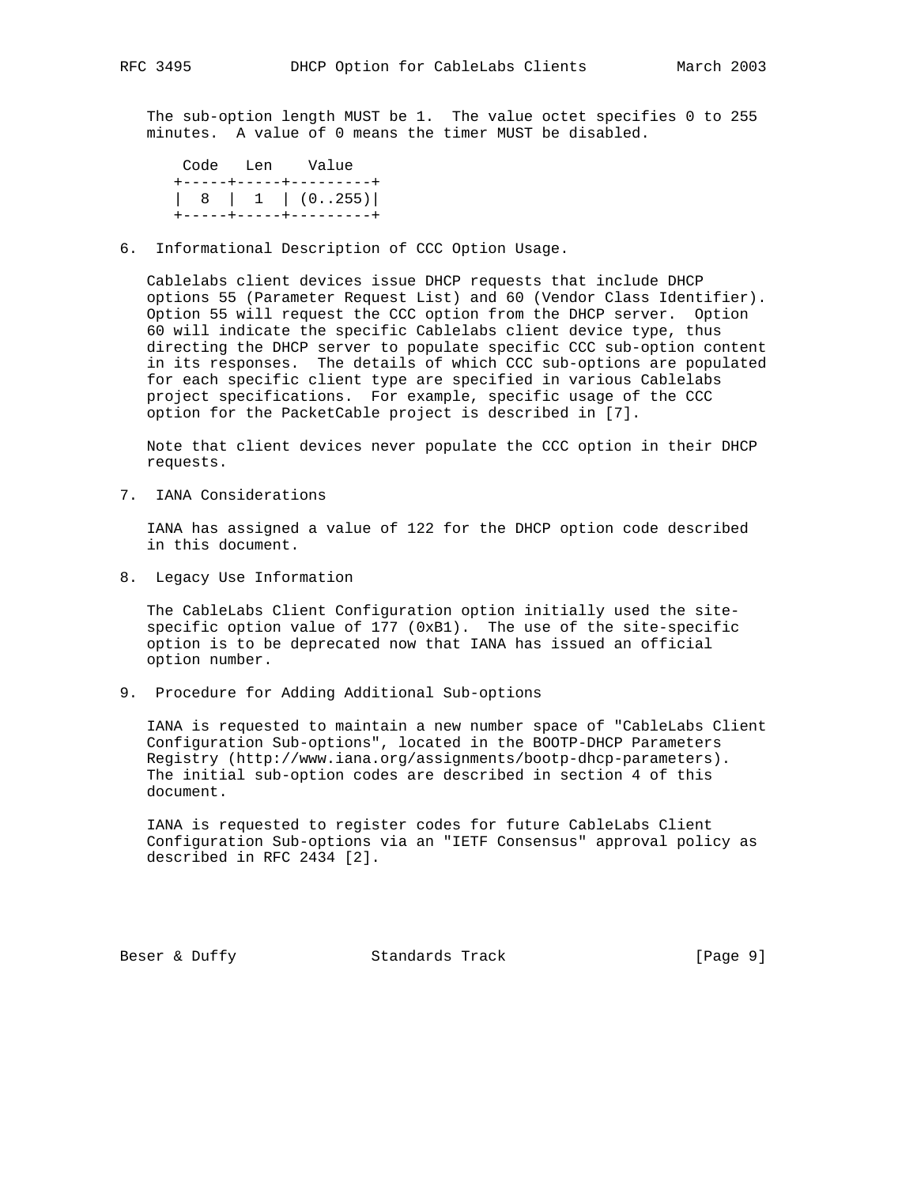The sub-option length MUST be 1. The value octet specifies 0 to 255 minutes. A value of 0 means the timer MUST be disabled.

```
 Code   Len    Value
+-----+-----+---------+
|  8  |  1  | (0..255)|
+-----+-----+---------+
```

## 6. Informational Description of CCC Option Usage.

Cablelabs client devices issue DHCP requests that include DHCP options 55 (Parameter Request List) and 60 (Vendor Class Identifier). Option 55 will request the CCC option from the DHCP server. Option 60 will indicate the specific Cablelabs client device type, thus directing the DHCP server to populate specific CCC sub-option content in its responses. The details of which CCC sub-options are populated for each specific client type are specified in various Cablelabs project specifications. For example, specific usage of the CCC option for the PacketCable project is described in [7].

Note that client devices never populate the CCC option in their DHCP requests.

## 7. IANA Considerations

IANA has assigned a value of 122 for the DHCP option code described in this document.

## 8. Legacy Use Information

The CableLabs Client Configuration option initially used the site-specific option value of 177 (0xB1). The use of the site-specific option is to be deprecated now that IANA has issued an official option number.

## 9. Procedure for Adding Additional Sub-options

IANA is requested to maintain a new number space of "CableLabs Client Configuration Sub-options", located in the BOOTP-DHCP Parameters Registry (http://www.iana.org/assignments/bootp-dhcp-parameters). The initial sub-option codes are described in section 4 of this document.

IANA is requested to register codes for future CableLabs Client Configuration Sub-options via an "IETF Consensus" approval policy as described in RFC 2434 [2].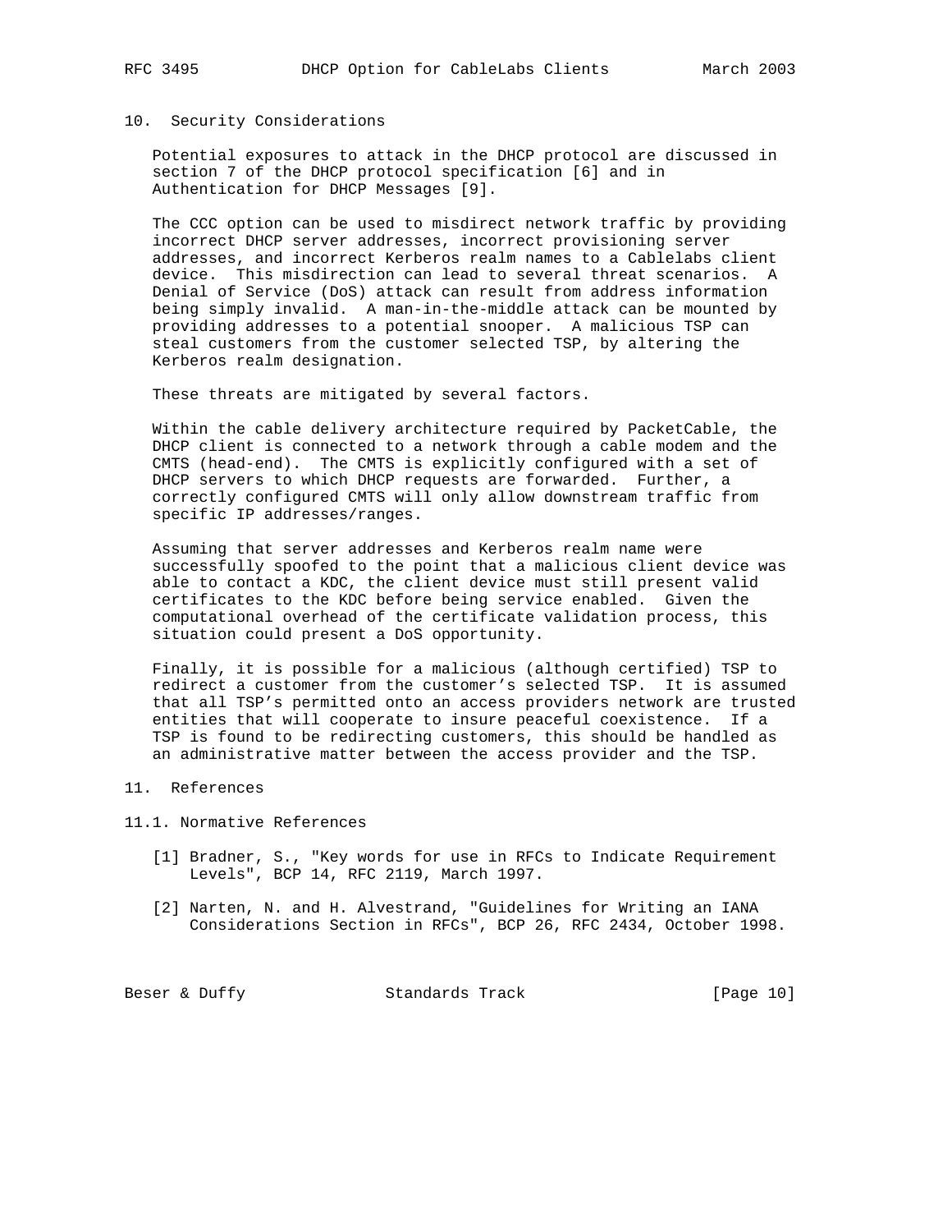## 10. Security Considerations

Potential exposures to attack in the DHCP protocol are discussed in section 7 of the DHCP protocol specification [6] and in Authentication for DHCP Messages [9].

The CCC option can be used to misdirect network traffic by providing incorrect DHCP server addresses, incorrect provisioning server addresses, and incorrect Kerberos realm names to a Cablelabs client device. This misdirection can lead to several threat scenarios. A Denial of Service (DoS) attack can result from address information being simply invalid. A man-in-the-middle attack can be mounted by providing addresses to a potential snooper. A malicious TSP can steal customers from the customer selected TSP, by altering the Kerberos realm designation.

These threats are mitigated by several factors.

Within the cable delivery architecture required by PacketCable, the DHCP client is connected to a network through a cable modem and the CMTS (head-end). The CMTS is explicitly configured with a set of DHCP servers to which DHCP requests are forwarded. Further, a correctly configured CMTS will only allow downstream traffic from specific IP addresses/ranges.

Assuming that server addresses and Kerberos realm name were successfully spoofed to the point that a malicious client device was able to contact a KDC, the client device must still present valid certificates to the KDC before being service enabled. Given the computational overhead of the certificate validation process, this situation could present a DoS opportunity.

Finally, it is possible for a malicious (although certified) TSP to redirect a customer from the customer's selected TSP. It is assumed that all TSP's permitted onto an access providers network are trusted entities that will cooperate to insure peaceful coexistence. If a TSP is found to be redirecting customers, this should be handled as an administrative matter between the access provider and the TSP.

## 11. References

### 11.1. Normative References

[1] Bradner, S., "Key words for use in RFCs to Indicate Requirement Levels", BCP 14, RFC 2119, March 1997.

[2] Narten, N. and H. Alvestrand, "Guidelines for Writing an IANA Considerations Section in RFCs", BCP 26, RFC 2434, October 1998.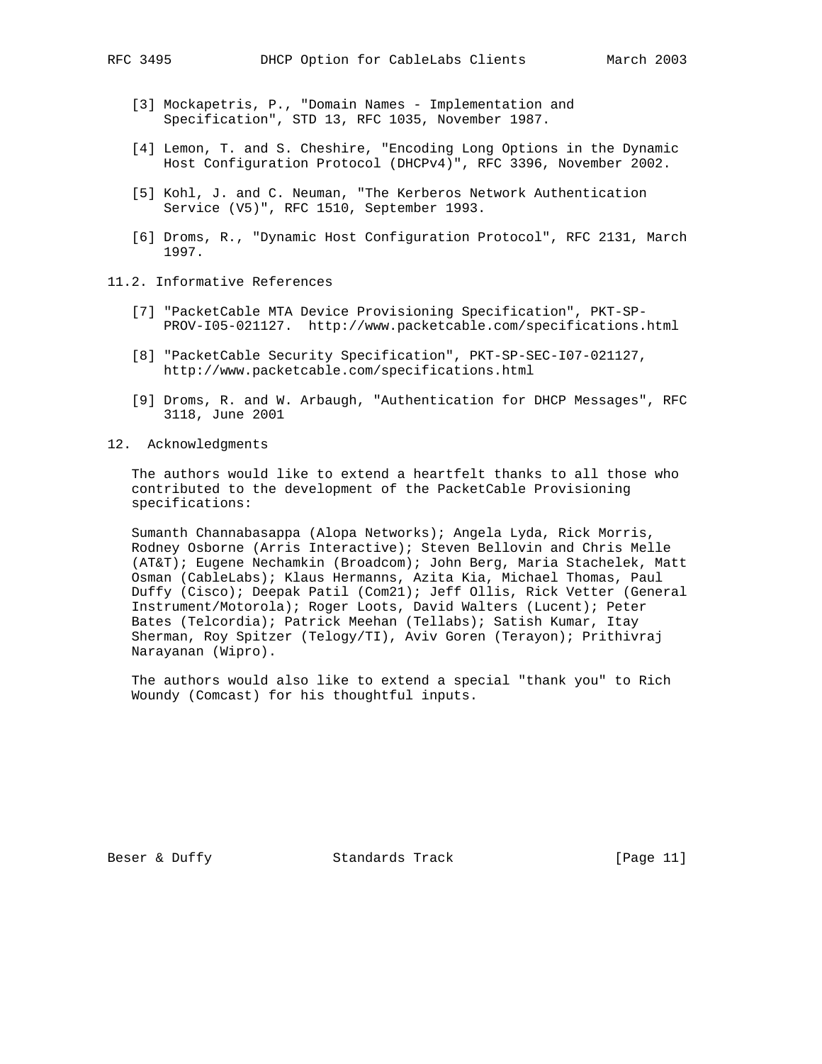[3] Mockapetris, P., "Domain Names - Implementation and Specification", STD 13, RFC 1035, November 1987.

[4] Lemon, T. and S. Cheshire, "Encoding Long Options in the Dynamic Host Configuration Protocol (DHCPv4)", RFC 3396, November 2002.

[5] Kohl, J. and C. Neuman, "The Kerberos Network Authentication Service (V5)", RFC 1510, September 1993.

[6] Droms, R., "Dynamic Host Configuration Protocol", RFC 2131, March 1997.

### 11.2. Informative References

[7] "PacketCable MTA Device Provisioning Specification", PKT-SP-PROV-I05-021127. http://www.packetcable.com/specifications.html

[8] "PacketCable Security Specification", PKT-SP-SEC-I07-021127, http://www.packetcable.com/specifications.html

[9] Droms, R. and W. Arbaugh, "Authentication for DHCP Messages", RFC 3118, June 2001

## 12. Acknowledgments

The authors would like to extend a heartfelt thanks to all those who contributed to the development of the PacketCable Provisioning specifications:

Sumanth Channabasappa (Alopa Networks); Angela Lyda, Rick Morris, Rodney Osborne (Arris Interactive); Steven Bellovin and Chris Melle (AT&T); Eugene Nechamkin (Broadcom); John Berg, Maria Stachelek, Matt Osman (CableLabs); Klaus Hermanns, Azita Kia, Michael Thomas, Paul Duffy (Cisco); Deepak Patil (Com21); Jeff Ollis, Rick Vetter (General Instrument/Motorola); Roger Loots, David Walters (Lucent); Peter Bates (Telcordia); Patrick Meehan (Tellabs); Satish Kumar, Itay Sherman, Roy Spitzer (Telogy/TI), Aviv Goren (Terayon); Prithivraj Narayanan (Wipro).

The authors would also like to extend a special "thank you" to Rich Woundy (Comcast) for his thoughtful inputs.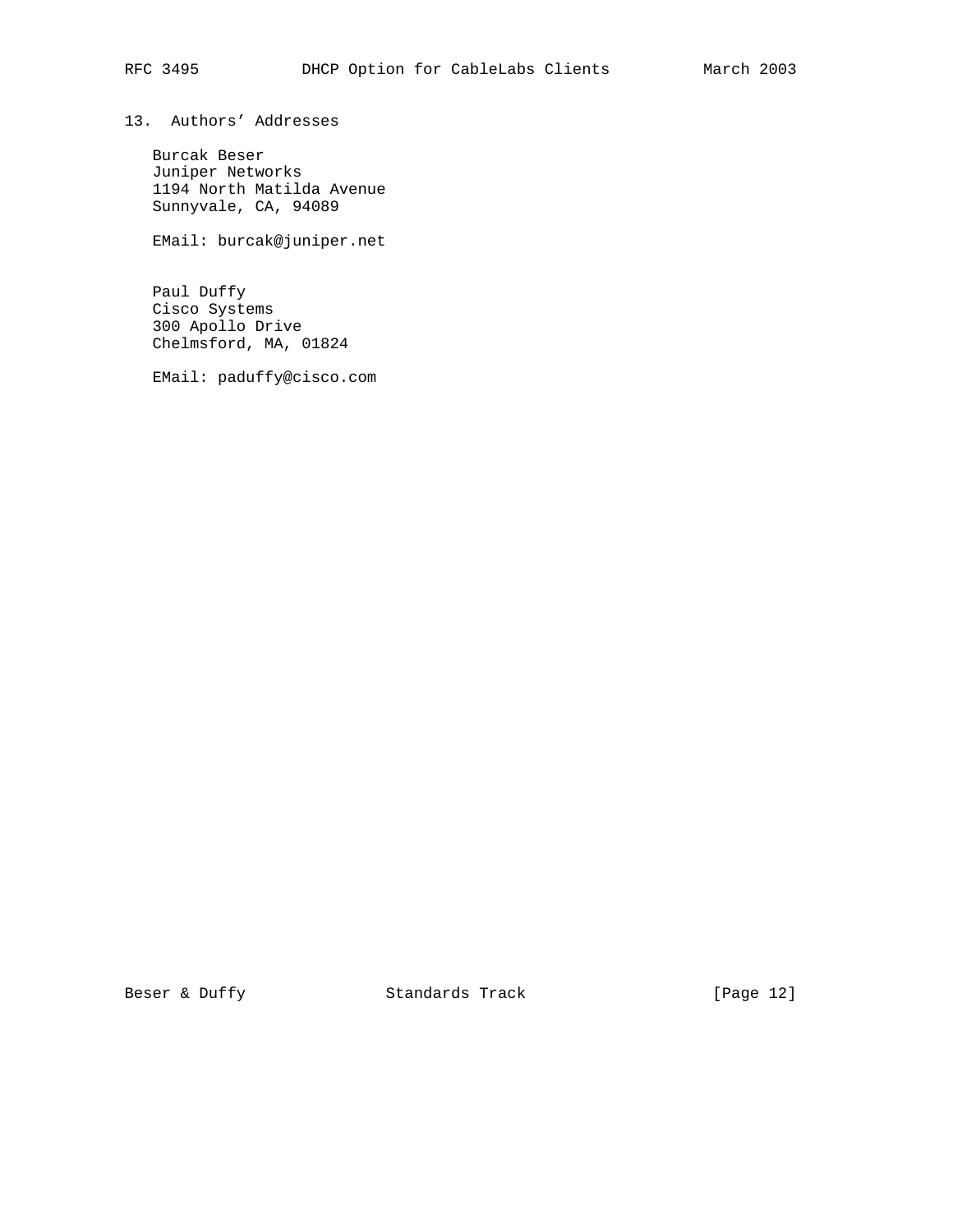## 13. Authors' Addresses

Burcak Beser
Juniper Networks
1194 North Matilda Avenue
Sunnyvale, CA, 94089

EMail: burcak@juniper.net

Paul Duffy
Cisco Systems
300 Apollo Drive
Chelmsford, MA, 01824

EMail: paduffy@cisco.com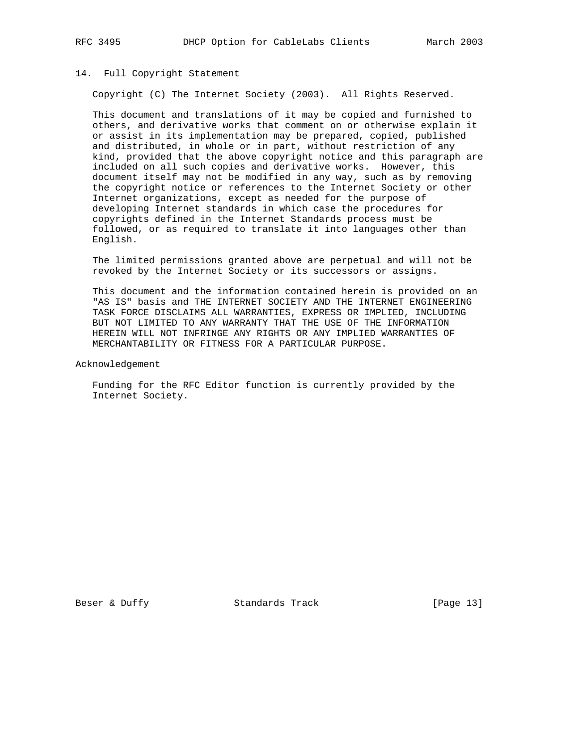## 14. Full Copyright Statement

Copyright (C) The Internet Society (2003). All Rights Reserved.

This document and translations of it may be copied and furnished to others, and derivative works that comment on or otherwise explain it or assist in its implementation may be prepared, copied, published and distributed, in whole or in part, without restriction of any kind, provided that the above copyright notice and this paragraph are included on all such copies and derivative works. However, this document itself may not be modified in any way, such as by removing the copyright notice or references to the Internet Society or other Internet organizations, except as needed for the purpose of developing Internet standards in which case the procedures for copyrights defined in the Internet Standards process must be followed, or as required to translate it into languages other than English.

The limited permissions granted above are perpetual and will not be revoked by the Internet Society or its successors or assigns.

This document and the information contained herein is provided on an "AS IS" basis and THE INTERNET SOCIETY AND THE INTERNET ENGINEERING TASK FORCE DISCLAIMS ALL WARRANTIES, EXPRESS OR IMPLIED, INCLUDING BUT NOT LIMITED TO ANY WARRANTY THAT THE USE OF THE INFORMATION HEREIN WILL NOT INFRINGE ANY RIGHTS OR ANY IMPLIED WARRANTIES OF MERCHANTABILITY OR FITNESS FOR A PARTICULAR PURPOSE.

## Acknowledgement

Funding for the RFC Editor function is currently provided by the Internet Society.